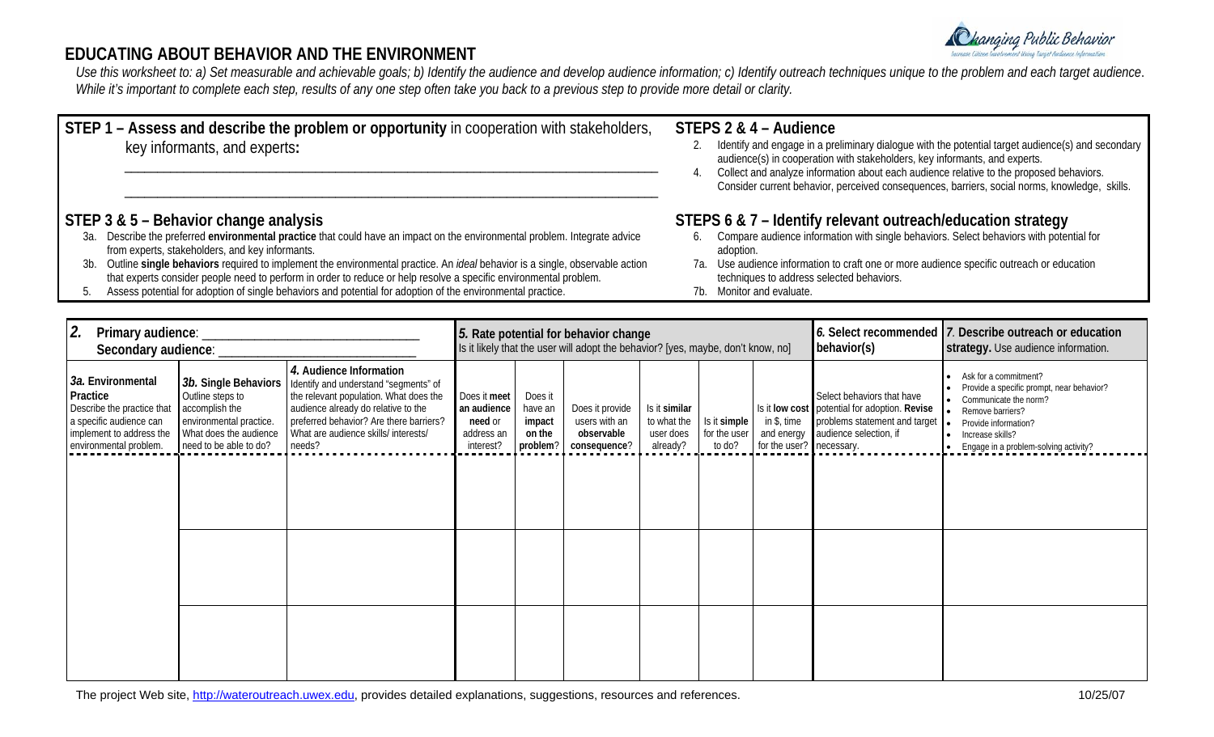# EDUCATING ABOUT BEHAVIOR AND THE ENVIRONMENT

Changing Public Behavior
*Increase Citizen Involvement Using Target Audience Information*

*Use this worksheet to: a) Set measurable and achievable goals; b) Identify the audience and develop audience information; c) Identify outreach techniques unique to the problem and each target audience. While it's important to complete each step, results of any one step often take you back to a previous step to provide more detail or clarity.*

## STEP 1 – Assess and describe the problem or opportunity in cooperation with stakeholders, key informants, and experts:

\_\_\_\_\_\_\_\_\_\_\_\_\_\_\_\_\_\_\_\_\_\_\_\_\_\_\_\_\_\_\_\_\_\_\_\_\_\_\_\_\_\_\_\_\_\_\_\_\_\_\_\_\_\_\_\_\_\_\_\_\_\_\_\_\_\_\_\_\_\_\_\_

\_\_\_\_\_\_\_\_\_\_\_\_\_\_\_\_\_\_\_\_\_\_\_\_\_\_\_\_\_\_\_\_\_\_\_\_\_\_\_\_\_\_\_\_\_\_\_\_\_\_\_\_\_\_\_\_\_\_\_\_\_\_\_\_\_\_\_\_\_\_\_\_

## STEP 3 & 5 – Behavior change analysis

- 3a. Describe the preferred **environmental practice** that could have an impact on the environmental problem. Integrate advice from experts, stakeholders, and key informants.
- 3b. Outline **single behaviors** required to implement the environmental practice. An *ideal* behavior is a single, observable action that experts consider people need to perform in order to reduce or help resolve a specific environmental problem.
- 5. Assess potential for adoption of single behaviors and potential for adoption of the environmental practice.

## STEPS 2 & 4 – Audience

2. Identify and engage in a preliminary dialogue with the potential target audience(s) and secondary audience(s) in cooperation with stakeholders, key informants, and experts.
4. Collect and analyze information about each audience relative to the proposed behaviors. Consider current behavior, perceived consequences, barriers, social norms, knowledge, skills.

## STEPS 6 & 7 – Identify relevant outreach/education strategy

- 6. Compare audience information with single behaviors. Select behaviors with potential for adoption.
- 7a. Use audience information to craft one or more audience specific outreach or education techniques to address selected behaviors.
- 7b. Monitor and evaluate.

| ***2.*** **Primary audience**: \_\_\_\_\_\_\_\_\_\_\_\_\_\_\_\_ **Secondary audience**: \_\_\_\_\_\_\_\_\_\_\_\_\_\_\_\_ | | | ***5.* Rate potential for behavior change** Is it likely that the user will adopt the behavior? [yes, maybe, don't know, no] | | | | | | ***6.* Select recommended behavior(s)** | ***7.* Describe outreach or education strategy.** Use audience information. |
|---|---|---|---|---|---|---|---|---|---|---|
| ***3a.* Environmental Practice** Describe the practice that a specific audience can implement to address the environmental problem. | ***3b.* Single Behaviors** Outline steps to accomplish the environmental practice. What does the audience need to be able to do? | ***4.* Audience Information** Identify and understand "segments" of the relevant population. What does the audience already do relative to the preferred behavior? Are there barriers? What are audience skills/ interests/ needs? | Does it **meet an audience need** or address an interest? | Does it have an **impact on the problem**? | Does it provide users with an **observable consequence**? | Is it **similar** to what the user does already? | Is it **simple** for the user to do? | Is it **low cost** in $, time and energy for the user? | Select behaviors that have potential for adoption. **Revise** problems statement and target audience selection, if necessary. | • Ask for a commitment? • Provide a specific prompt, near behavior? • Communicate the norm? • Remove barriers? • Provide information? • Increase skills? • Engage in a problem-solving activity? |
| | | | | | | | | | | |
| | | | | | | | | | | |
| | | | | | | | | | | |

The project Web site, http://wateroutreach.uwex.edu, provides detailed explanations, suggestions, resources and references.

10/25/07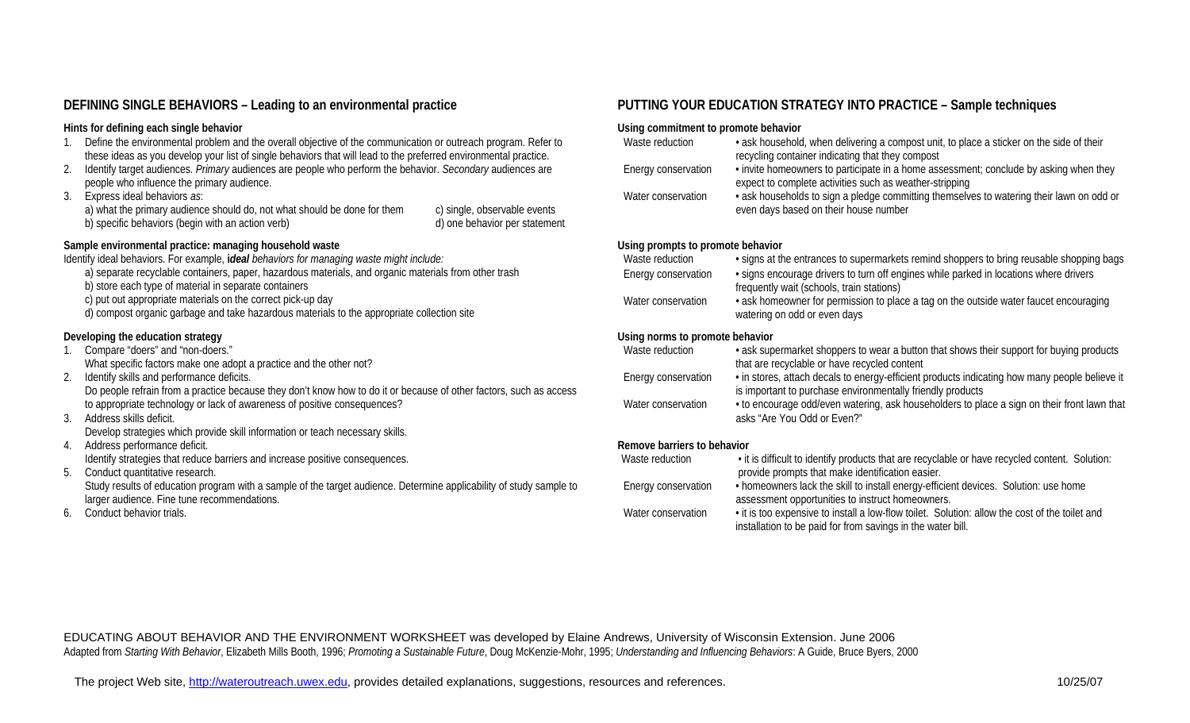## DEFINING SINGLE BEHAVIORS – Leading to an environmental practice

**Hints for defining each single behavior**

1. Define the environmental problem and the overall objective of the communication or outreach program. Refer to these ideas as you develop your list of single behaviors that will lead to the preferred environmental practice.
2. Identify target audiences. *Primary* audiences are people who perform the behavior. *Secondary* audiences are people who influence the primary audience.
3. Express ideal behaviors *as*:
   a) what the primary audience should do, not what should be done for them
   b) specific behaviors (begin with an action verb)
   c) single, observable events
   d) one behavior per statement

**Sample environmental practice: managing household waste**

Identify ideal behaviors. For example, ***ideal** behaviors for managing waste might include:*

a) separate recyclable containers, paper, hazardous materials, and organic materials from other trash
b) store each type of material in separate containers
c) put out appropriate materials on the correct pick-up day
d) compost organic garbage and take hazardous materials to the appropriate collection site

**Developing the education strategy**

1. Compare "doers" and "non-doers."
   What specific factors make one adopt a practice and the other not?
2. Identify skills and performance deficits.
   Do people refrain from a practice because they don't know how to do it or because of other factors, such as access to appropriate technology or lack of awareness of positive consequences?
3. Address skills deficit.
   Develop strategies which provide skill information or teach necessary skills.
4. Address performance deficit.
   Identify strategies that reduce barriers and increase positive consequences.
5. Conduct quantitative research.
   Study results of education program with a sample of the target audience. Determine applicability of study sample to larger audience. Fine tune recommendations.
6. Conduct behavior trials.

## PUTTING YOUR EDUCATION STRATEGY INTO PRACTICE – Sample techniques

**Using commitment to promote behavior**

| | |
|---|---|
| Waste reduction | • ask household, when delivering a compost unit, to place a sticker on the side of their recycling container indicating that they compost |
| Energy conservation | • invite homeowners to participate in a home assessment; conclude by asking when they expect to complete activities such as weather-stripping |
| Water conservation | • ask households to sign a pledge committing themselves to watering their lawn on odd or even days based on their house number |

**Using prompts to promote behavior**

| | |
|---|---|
| Waste reduction | • signs at the entrances to supermarkets remind shoppers to bring reusable shopping bags |
| Energy conservation | • signs encourage drivers to turn off engines while parked in locations where drivers frequently wait (schools, train stations) |
| Water conservation | • ask homeowner for permission to place a tag on the outside water faucet encouraging watering on odd or even days |

**Using norms to promote behavior**

| | |
|---|---|
| Waste reduction | • ask supermarket shoppers to wear a button that shows their support for buying products that are recyclable or have recycled content |
| Energy conservation | • in stores, attach decals to energy-efficient products indicating how many people believe it is important to purchase environmentally friendly products |
| Water conservation | • to encourage odd/even watering, ask householders to place a sign on their front lawn that asks "Are You Odd or Even?" |

**Remove barriers to behavior**

| | |
|---|---|
| Waste reduction | • it is difficult to identify products that are recyclable or have recycled content. Solution: provide prompts that make identification easier. |
| Energy conservation | • homeowners lack the skill to install energy-efficient devices. Solution: use home assessment opportunities to instruct homeowners. |
| Water conservation | • it is too expensive to install a low-flow toilet. Solution: allow the cost of the toilet and installation to be paid for from savings in the water bill. |

EDUCATING ABOUT BEHAVIOR AND THE ENVIRONMENT WORKSHEET was developed by Elaine Andrews, University of Wisconsin Extension. June 2006
Adapted from *Starting With Behavior*, Elizabeth Mills Booth, 1996; *Promoting a Sustainable Future*, Doug McKenzie-Mohr, 1995; *Understanding and Influencing Behaviors*: A Guide, Bruce Byers, 2000

The project Web site, http://wateroutreach.uwex.edu, provides detailed explanations, suggestions, resources and references.

10/25/07